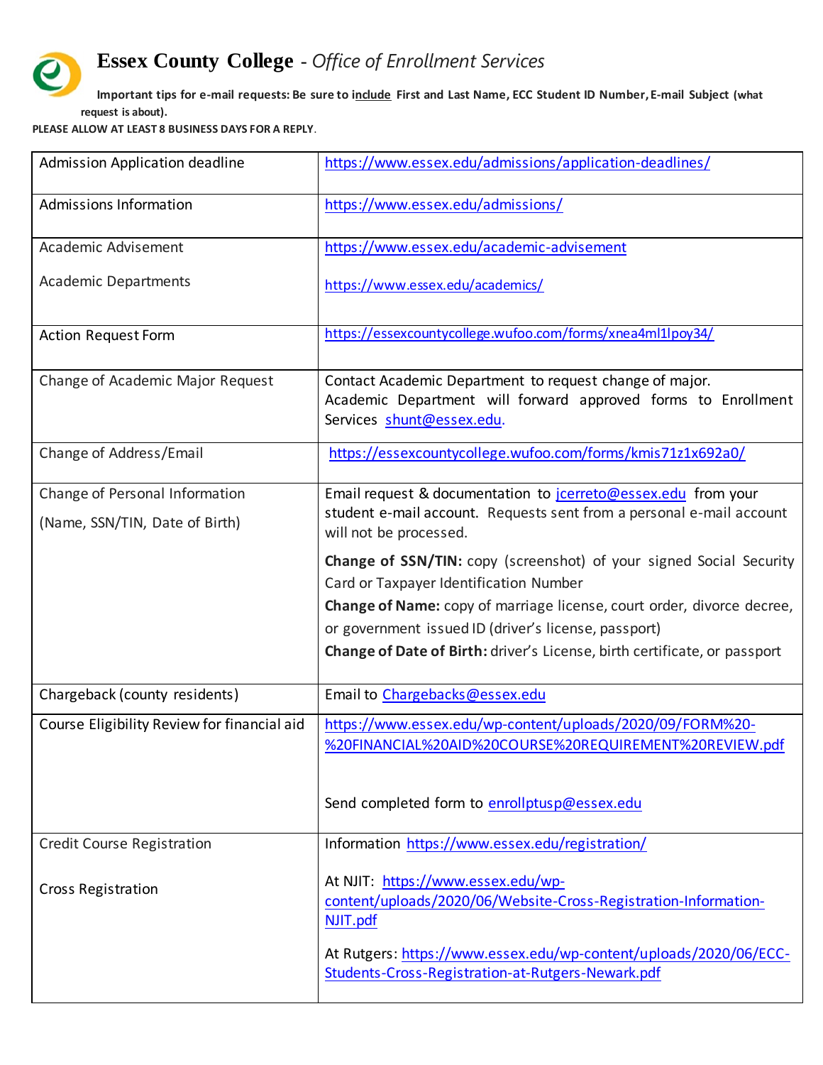# Essex County College - *Office of Enrollment Services*

**Important tips for e-mail requests: Be sure to include First and Last Name, ECC Student ID Number, E-mail Subject (what request is about).**

**PLEASE ALLOW AT LEAST 8 BUSINESS DAYS FOR A REPLY.**

| | |
|---|---|
| Admission Application deadline | https://www.essex.edu/admissions/application-deadlines/ |
| Admissions Information | https://www.essex.edu/admissions/ |
| Academic Advisement<br><br>Academic Departments | https://www.essex.edu/academic-advisement<br><br>https://www.essex.edu/academics/ |
| Action Request Form | https://essexcountycollege.wufoo.com/forms/xnea4ml1lpoy34/ |
| Change of Academic Major Request | Contact Academic Department to request change of major. Academic Department will forward approved forms to Enrollment Services shunt@essex.edu. |
| Change of Address/Email | https://essexcountycollege.wufoo.com/forms/kmis71z1x692a0/ |
| Change of Personal Information<br><br>(Name, SSN/TIN, Date of Birth) | Email request & documentation to jcerreto@essex.edu from your student e-mail account. Requests sent from a personal e-mail account will not be processed.<br><br>**Change of SSN/TIN:** copy (screenshot) of your signed Social Security Card or Taxpayer Identification Number<br>**Change of Name:** copy of marriage license, court order, divorce decree, or government issued ID (driver's license, passport)<br>**Change of Date of Birth:** driver's License, birth certificate, or passport |
| Chargeback (county residents) | Email to Chargebacks@essex.edu |
| Course Eligibility Review for financial aid | https://www.essex.edu/wp-content/uploads/2020/09/FORM%20-%20FINANCIAL%20AID%20COURSE%20REQUIREMENT%20REVIEW.pdf<br><br>Send completed form to enrollptusp@essex.edu |
| Credit Course Registration<br><br>Cross Registration | Information https://www.essex.edu/registration/<br><br>At NJIT: https://www.essex.edu/wp-content/uploads/2020/06/Website-Cross-Registration-Information-NJIT.pdf<br><br>At Rutgers: https://www.essex.edu/wp-content/uploads/2020/06/ECC-Students-Cross-Registration-at-Rutgers-Newark.pdf |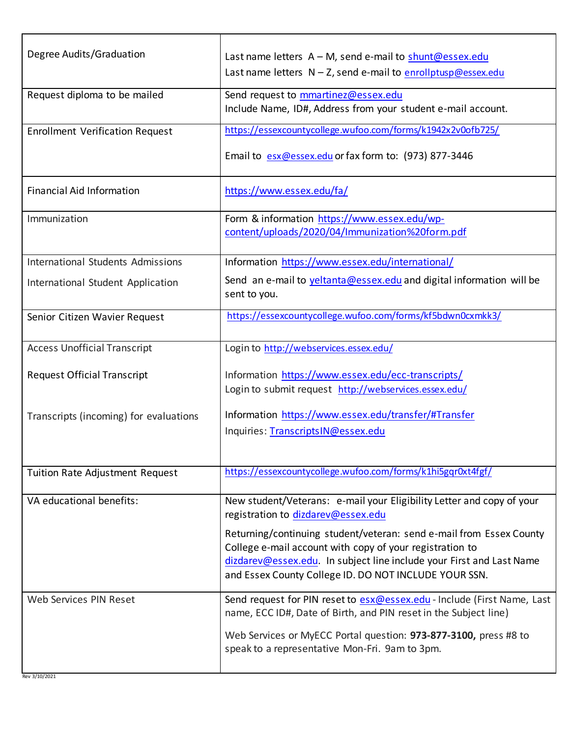| | |
|---|---|
| Degree Audits/Graduation | Last name letters A – M, send e-mail to shunt@essex.edu<br>Last name letters N – Z, send e-mail to enrollptusp@essex.edu |
| Request diploma to be mailed | Send request to mmartinez@essex.edu<br>Include Name, ID#, Address from your student e-mail account. |
| Enrollment Verification Request | https://essexcountycollege.wufoo.com/forms/k1942x2v0ofb725/<br><br>Email to esx@essex.edu or fax form to: (973) 877-3446 |
| Financial Aid Information | https://www.essex.edu/fa/ |
| Immunization | Form & information https://www.essex.edu/wp-content/uploads/2020/04/Immunization%20form.pdf |
| International Students Admissions<br><br>International Student Application | Information https://www.essex.edu/international/<br><br>Send an e-mail to yeltanta@essex.edu and digital information will be sent to you. |
| Senior Citizen Wavier Request | https://essexcountycollege.wufoo.com/forms/kf5bdwn0cxmkk3/ |
| Access Unofficial Transcript<br><br>Request Official Transcript<br><br>Transcripts (incoming) for evaluations | Login to http://webservices.essex.edu/<br><br>Information https://www.essex.edu/ecc-transcripts/<br>Login to submit request http://webservices.essex.edu/<br><br>Information https://www.essex.edu/transfer/#Transfer<br>Inquiries: TranscriptsIN@essex.edu |
| Tuition Rate Adjustment Request | https://essexcountycollege.wufoo.com/forms/k1hi5gqr0xt4fgf/ |
| VA educational benefits: | New student/Veterans: e-mail your Eligibility Letter and copy of your registration to dizdarev@essex.edu<br><br>Returning/continuing student/veteran: send e-mail from Essex County College e-mail account with copy of your registration to dizdarev@essex.edu. In subject line include your First and Last Name and Essex County College ID. DO NOT INCLUDE YOUR SSN. |
| Web Services PIN Reset | Send request for PIN reset to esx@essex.edu - Include (First Name, Last name, ECC ID#, Date of Birth, and PIN reset in the Subject line)<br><br>Web Services or MyECC Portal question: **973-877-3100,** press #8 to speak to a representative Mon-Fri. 9am to 3pm. |

Rev 3/10/2021